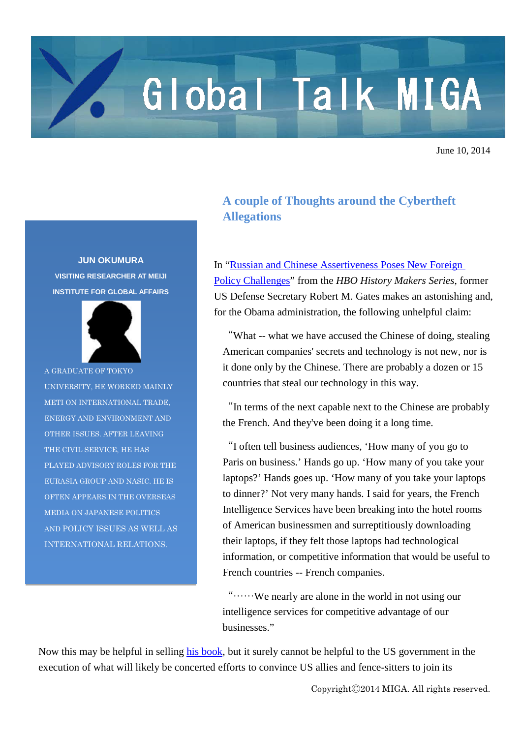# Global Talk MIGA

June 10, 2014

## A couple of Thoughts around the Cybertheft Allegations

**JUN OKUMURA**

**VISITING RESEARCHER AT MEIJI INSTITUTE FOR GLOBAL AFFAIRS**

A GRADUATE OF TOKYO UNIVERSITY, HE WORKED MAINLY METI ON INTERNATIONAL TRADE, ENERGY AND ENVIRONMENT AND OTHER ISSUES. AFTER LEAVING THE CIVIL SERVICE, HE HAS PLAYED ADVISORY ROLES FOR THE EURASIA GROUP AND NASIC. HE IS OFTEN APPEARS IN THE OVERSEAS MEDIA ON JAPANESE POLITICS AND POLICY ISSUES AS WELL AS INTERNATIONAL RELATIONS.

In "[Russian and Chinese Assertiveness Poses New Foreign Policy Challenges]" from the *HBO History Makers Series*, former US Defense Secretary Robert M. Gates makes an astonishing and, for the Obama administration, the following unhelpful claim:

> "What -- what we have accused the Chinese of doing, stealing American companies' secrets and technology is not new, nor is it done only by the Chinese. There are probably a dozen or 15 countries that steal our technology in this way.
>
> "In terms of the next capable next to the Chinese are probably the French. And they've been doing it a long time.
>
> "I often tell business audiences, 'How many of you go to Paris on business.' Hands go up. 'How many of you take your laptops?' Hands goes up. 'How many of you take your laptops to dinner?' Not very many hands. I said for years, the French Intelligence Services have been breaking into the hotel rooms of American businessmen and surreptitiously downloading their laptops, if they felt those laptops had technological information, or competitive information that would be useful to French countries -- French companies.
>
> "……We nearly are alone in the world in not using our intelligence services for competitive advantage of our businesses."

Now this may be helpful in selling [his book], but it surely cannot be helpful to the US government in the execution of what will likely be concerted efforts to convince US allies and fence-sitters to join its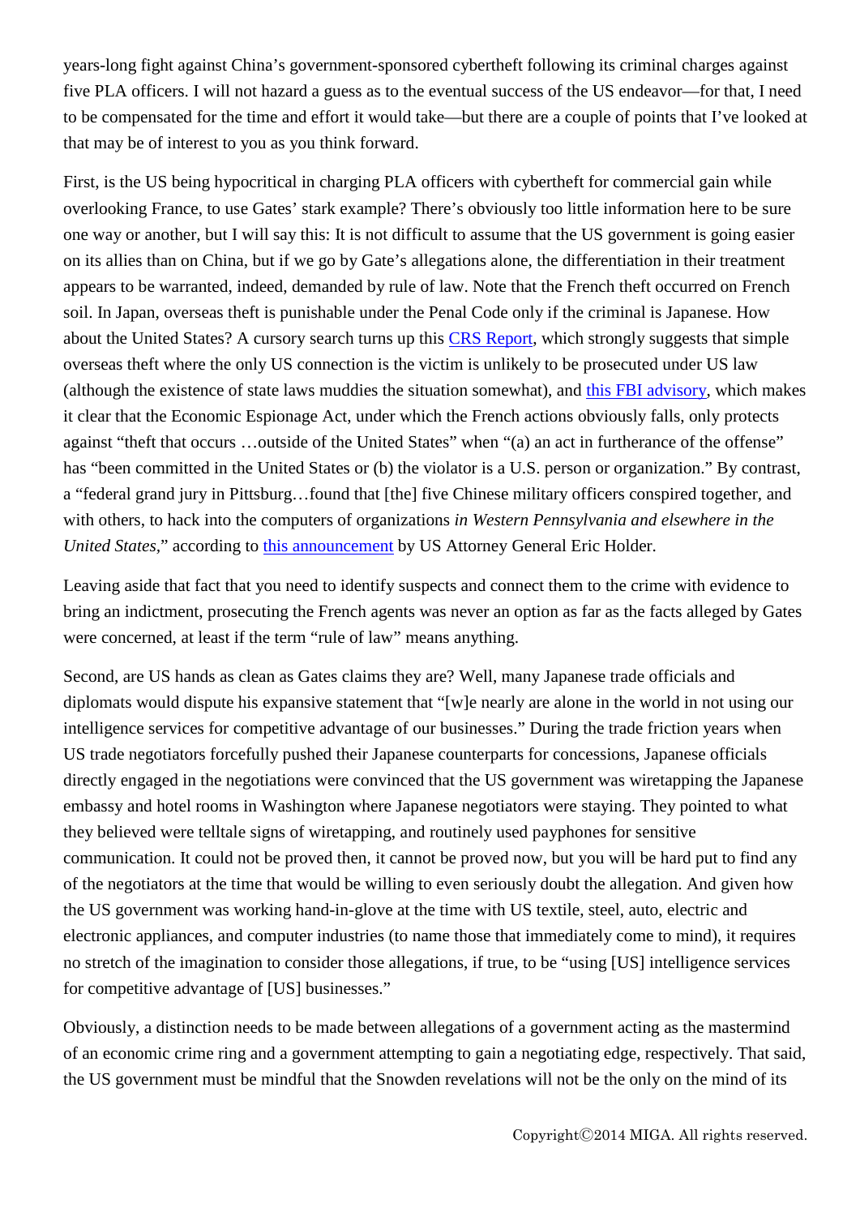years-long fight against China's government-sponsored cybertheft following its criminal charges against five PLA officers. I will not hazard a guess as to the eventual success of the US endeavor—for that, I need to be compensated for the time and effort it would take—but there are a couple of points that I've looked at that may be of interest to you as you think forward.

First, is the US being hypocritical in charging PLA officers with cybertheft for commercial gain while overlooking France, to use Gates' stark example? There's obviously too little information here to be sure one way or another, but I will say this: It is not difficult to assume that the US government is going easier on its allies than on China, but if we go by Gate's allegations alone, the differentiation in their treatment appears to be warranted, indeed, demanded by rule of law. Note that the French theft occurred on French soil. In Japan, overseas theft is punishable under the Penal Code only if the criminal is Japanese. How about the United States? A cursory search turns up this CRS Report, which strongly suggests that simple overseas theft where the only US connection is the victim is unlikely to be prosecuted under US law (although the existence of state laws muddies the situation somewhat), and this FBI advisory, which makes it clear that the Economic Espionage Act, under which the French actions obviously falls, only protects against "theft that occurs …outside of the United States" when "(a) an act in furtherance of the offense" has "been committed in the United States or (b) the violator is a U.S. person or organization." By contrast, a "federal grand jury in Pittsburg…found that [the] five Chinese military officers conspired together, and with others, to hack into the computers of organizations *in Western Pennsylvania and elsewhere in the United States*," according to this announcement by US Attorney General Eric Holder.

Leaving aside that fact that you need to identify suspects and connect them to the crime with evidence to bring an indictment, prosecuting the French agents was never an option as far as the facts alleged by Gates were concerned, at least if the term "rule of law" means anything.

Second, are US hands as clean as Gates claims they are? Well, many Japanese trade officials and diplomats would dispute his expansive statement that "[w]e nearly are alone in the world in not using our intelligence services for competitive advantage of our businesses." During the trade friction years when US trade negotiators forcefully pushed their Japanese counterparts for concessions, Japanese officials directly engaged in the negotiations were convinced that the US government was wiretapping the Japanese embassy and hotel rooms in Washington where Japanese negotiators were staying. They pointed to what they believed were telltale signs of wiretapping, and routinely used payphones for sensitive communication. It could not be proved then, it cannot be proved now, but you will be hard put to find any of the negotiators at the time that would be willing to even seriously doubt the allegation. And given how the US government was working hand-in-glove at the time with US textile, steel, auto, electric and electronic appliances, and computer industries (to name those that immediately come to mind), it requires no stretch of the imagination to consider those allegations, if true, to be "using [US] intelligence services for competitive advantage of [US] businesses."

Obviously, a distinction needs to be made between allegations of a government acting as the mastermind of an economic crime ring and a government attempting to gain a negotiating edge, respectively. That said, the US government must be mindful that the Snowden revelations will not be the only on the mind of its

Copyright©2014 MIGA. All rights reserved.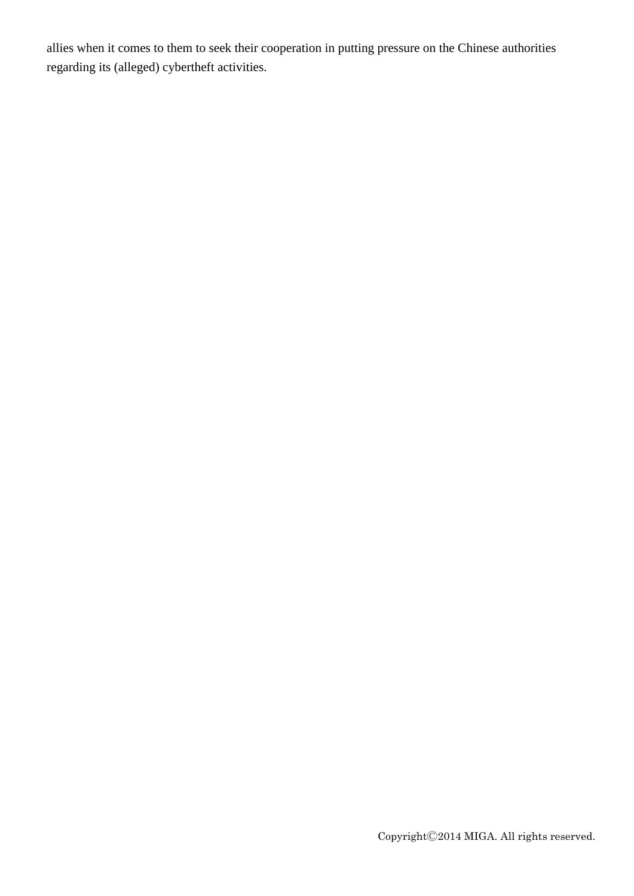allies when it comes to them to seek their cooperation in putting pressure on the Chinese authorities regarding its (alleged) cybertheft activities.

Copyright©2014 MIGA. All rights reserved.